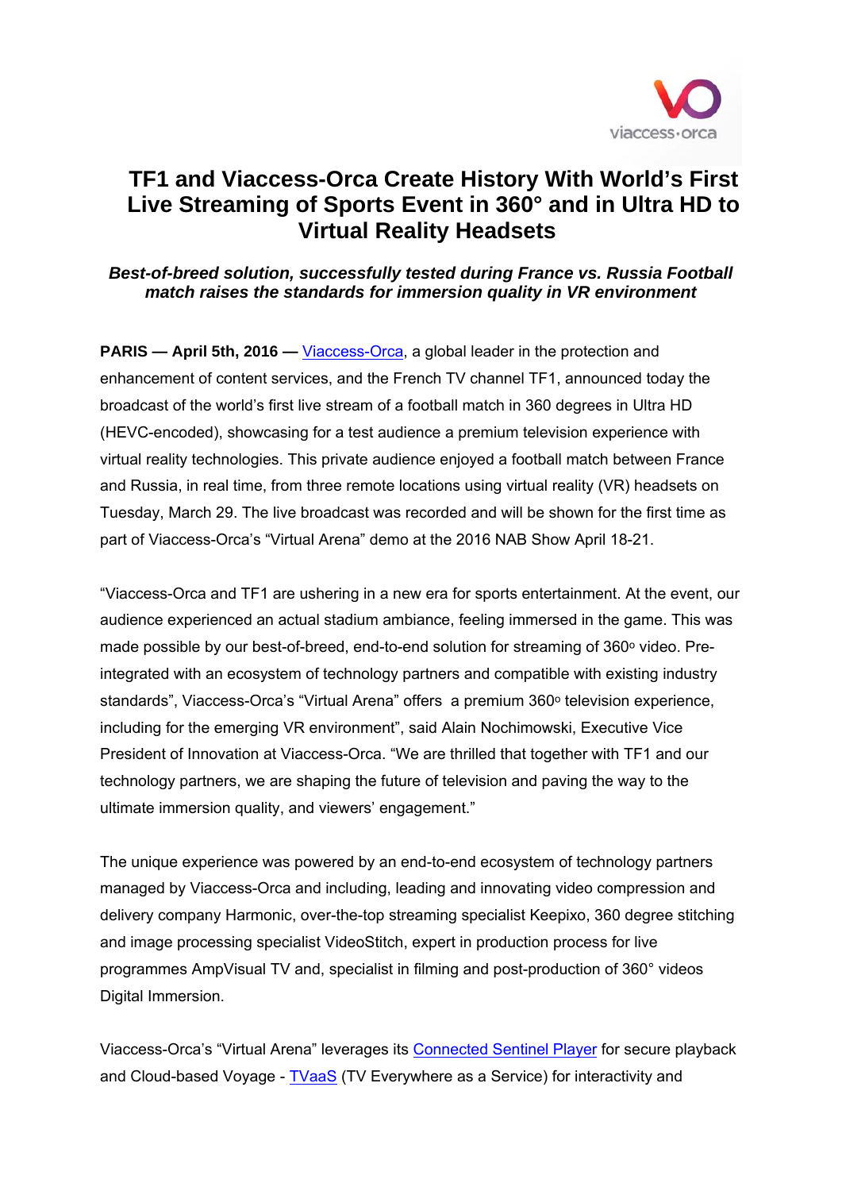# TF1 and Viaccess-Orca Create History With World's First Live Streaming of Sports Event in 360° and in Ultra HD to Virtual Reality Headsets

***Best-of-breed solution, successfully tested during France vs. Russia Football match raises the standards for immersion quality in VR environment***

**PARIS — April 5th, 2016 —** Viaccess-Orca, a global leader in the protection and enhancement of content services, and the French TV channel TF1, announced today the broadcast of the world's first live stream of a football match in 360 degrees in Ultra HD (HEVC-encoded), showcasing for a test audience a premium television experience with virtual reality technologies. This private audience enjoyed a football match between France and Russia, in real time, from three remote locations using virtual reality (VR) headsets on Tuesday, March 29. The live broadcast was recorded and will be shown for the first time as part of Viaccess-Orca's "Virtual Arena" demo at the 2016 NAB Show April 18-21.

"Viaccess-Orca and TF1 are ushering in a new era for sports entertainment. At the event, our audience experienced an actual stadium ambiance, feeling immersed in the game. This was made possible by our best-of-breed, end-to-end solution for streaming of 360° video. Pre-integrated with an ecosystem of technology partners and compatible with existing industry standards", Viaccess-Orca's "Virtual Arena" offers a premium 360° television experience, including for the emerging VR environment", said Alain Nochimowski, Executive Vice President of Innovation at Viaccess-Orca. "We are thrilled that together with TF1 and our technology partners, we are shaping the future of television and paving the way to the ultimate immersion quality, and viewers' engagement."

The unique experience was powered by an end-to-end ecosystem of technology partners managed by Viaccess-Orca and including, leading and innovating video compression and delivery company Harmonic, over-the-top streaming specialist Keepixo, 360 degree stitching and image processing specialist VideoStitch, expert in production process for live programmes AmpVisual TV and, specialist in filming and post-production of 360° videos Digital Immersion.

Viaccess-Orca's "Virtual Arena" leverages its Connected Sentinel Player for secure playback and Cloud-based Voyage - TVaaS (TV Everywhere as a Service) for interactivity and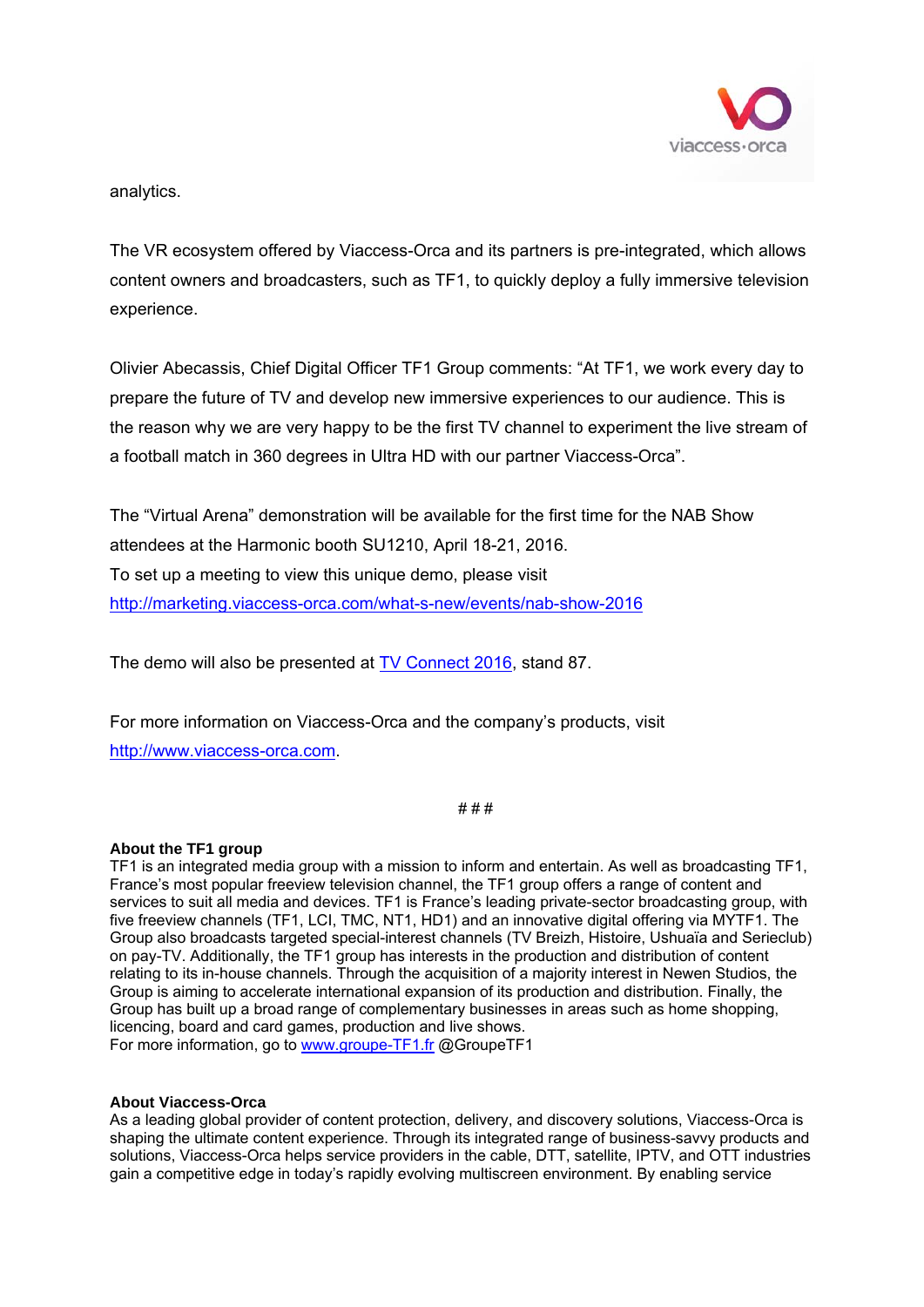analytics.

The VR ecosystem offered by Viaccess-Orca and its partners is pre-integrated, which allows content owners and broadcasters, such as TF1, to quickly deploy a fully immersive television experience.

Olivier Abecassis, Chief Digital Officer TF1 Group comments: “At TF1, we work every day to prepare the future of TV and develop new immersive experiences to our audience. This is the reason why we are very happy to be the first TV channel to experiment the live stream of a football match in 360 degrees in Ultra HD with our partner Viaccess-Orca”.

The “Virtual Arena” demonstration will be available for the first time for the NAB Show attendees at the Harmonic booth SU1210, April 18-21, 2016.
To set up a meeting to view this unique demo, please visit
http://marketing.viaccess-orca.com/what-s-new/events/nab-show-2016

The demo will also be presented at TV Connect 2016, stand 87.

For more information on Viaccess-Orca and the company’s products, visit
http://www.viaccess-orca.com.

###

**About the TF1 group**
TF1 is an integrated media group with a mission to inform and entertain. As well as broadcasting TF1, France’s most popular freeview television channel, the TF1 group offers a range of content and services to suit all media and devices. TF1 is France’s leading private-sector broadcasting group, with five freeview channels (TF1, LCI, TMC, NT1, HD1) and an innovative digital offering via MYTF1. The Group also broadcasts targeted special-interest channels (TV Breizh, Histoire, Ushuaïa and Serieclub) on pay-TV. Additionally, the TF1 group has interests in the production and distribution of content relating to its in-house channels. Through the acquisition of a majority interest in Newen Studios, the Group is aiming to accelerate international expansion of its production and distribution. Finally, the Group has built up a broad range of complementary businesses in areas such as home shopping, licencing, board and card games, production and live shows.
For more information, go to www.groupe-TF1.fr @GroupeTF1

**About Viaccess-Orca**
As a leading global provider of content protection, delivery, and discovery solutions, Viaccess-Orca is shaping the ultimate content experience. Through its integrated range of business-savvy products and solutions, Viaccess-Orca helps service providers in the cable, DTT, satellite, IPTV, and OTT industries gain a competitive edge in today’s rapidly evolving multiscreen environment. By enabling service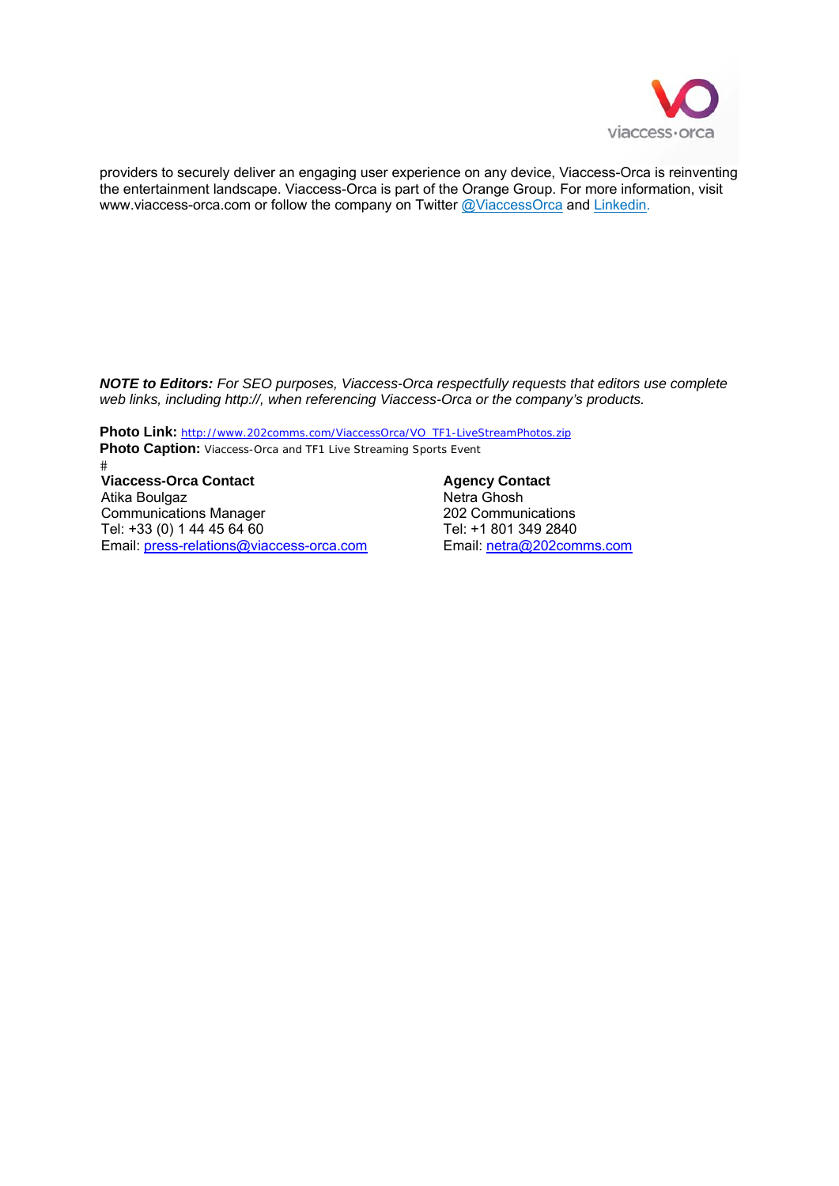providers to securely deliver an engaging user experience on any device, Viaccess-Orca is reinventing the entertainment landscape. Viaccess-Orca is part of the Orange Group. For more information, visit www.viaccess-orca.com or follow the company on Twitter @ViaccessOrca and Linkedin.

***NOTE to Editors:*** *For SEO purposes, Viaccess-Orca respectfully requests that editors use complete web links, including http://, when referencing Viaccess-Orca or the company's products.*

**Photo Link:** http://www.202comms.com/ViaccessOrca/VO_TF1-LiveStreamPhotos.zip
**Photo Caption:** Viaccess-Orca and TF1 Live Streaming Sports Event

#

**Viaccess-Orca Contact**
Atika Boulgaz
Communications Manager
Tel: +33 (0) 1 44 45 64 60
Email: press-relations@viaccess-orca.com

**Agency Contact**
Netra Ghosh
202 Communications
Tel: +1 801 349 2840
Email: netra@202comms.com